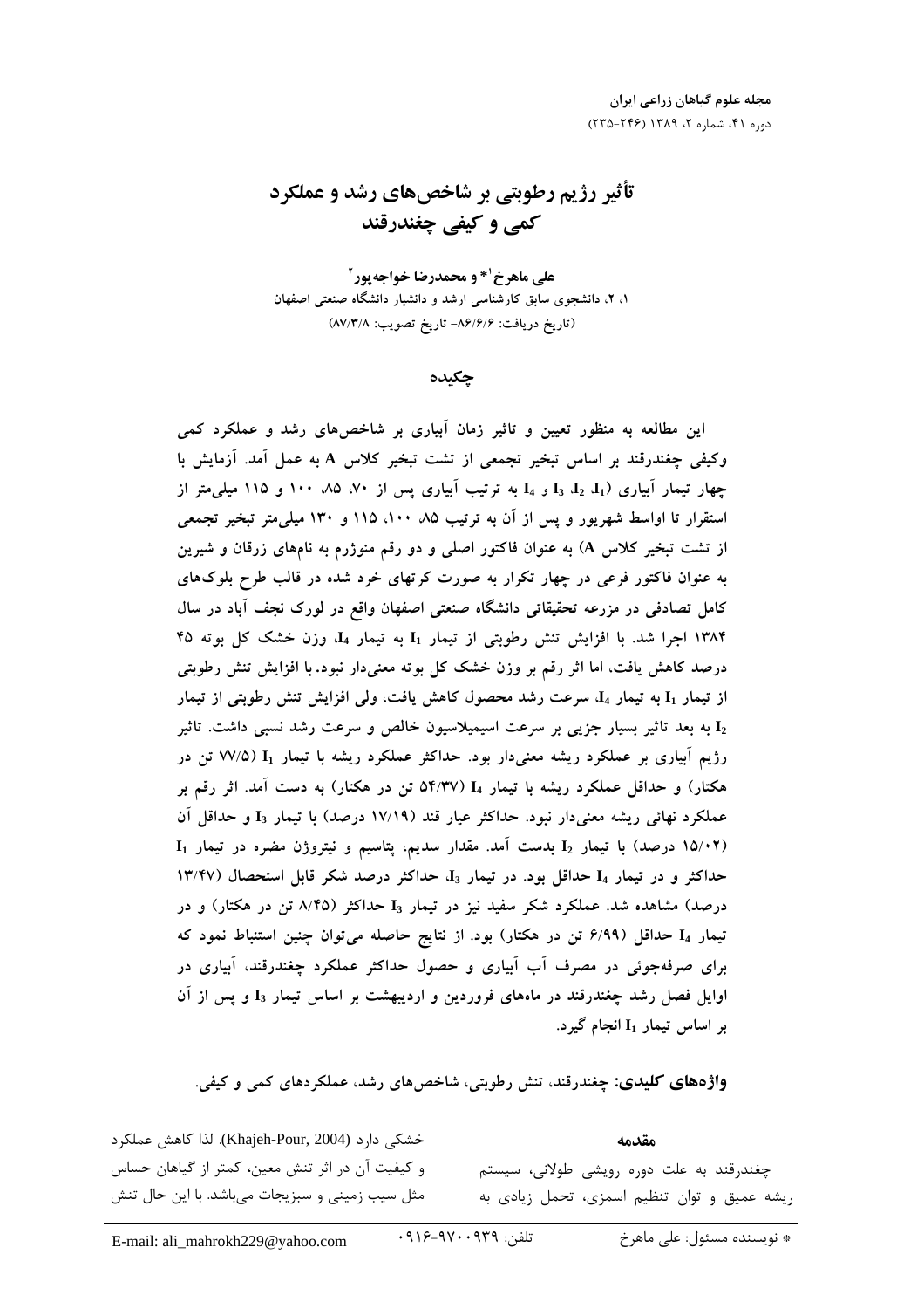# تأثیر رژیم رطوبتی بر شاخص‌های رشد و عملکرد کمی و کیفی چغندرقند

**علی ماهرخ[1]* و محمدرضا خواجه‌پور[2]**

۱، ۲، دانشجوی سابق کارشناسی ارشد و دانشیار دانشگاه صنعتی اصفهان

(تاریخ دریافت: ۸۶/۶/۶- تاریخ تصویب: ۸۷/۳/۸)

## چکیده

این مطالعه به منظور تعیین و تاثیر زمان آبیاری بر شاخص‌های رشد و عملکرد کمی وکیفی چغندرقند بر اساس تبخیر تجمعی از تشت تبخیر کلاس A به عمل آمد. آزمایش با چهار تیمار آبیاری ($I_1$، $I_2$، $I_3$ و $I_4$) به ترتیب آبیاری پس از ۷۰، ۸۵، ۱۰۰ و ۱۱۵ میلی‌متر از استقرار تا اواسط شهریور و پس از آن به ترتیب ۸۵، ۱۰۰، ۱۱۵ و ۱۳۰ میلی‌متر تبخیر تجمعی از تشت تبخیر کلاس A) به عنوان فاکتور اصلی و دو رقم منوژرم به نام‌های زرقان و شیرین به عنوان فاکتور فرعی در چهار تکرار به صورت کرتهای خرد شده در قالب طرح بلوک‌های کامل تصادفی در مزرعه تحقیقاتی دانشگاه صنعتی اصفهان واقع در لورک نجف آباد در سال ۱۳۸۴ اجرا شد. با افزایش تنش رطوبتی از تیمار $I_1$ به تیمار $I_4$، وزن خشک کل بوته ۴۵ درصد کاهش یافت، اما اثر رقم بر وزن خشک کل بوته معنی‌دار نبود. با افزایش تنش رطوبتی از تیمار $I_1$ به تیمار $I_4$، سرعت رشد محصول کاهش یافت، ولی افزایش تنش رطوبتی از تیمار $I_2$ به بعد تاثیر بسیار جزیی بر سرعت اسیمیلاسیون خالص و سرعت رشد نسبی داشت. تاثیر رژیم آبیاری بر عملکرد ریشه معنی‌دار بود. حداکثر عملکرد ریشه با تیمار $I_1$ (۷۷/۵ تن در هکتار) و حداقل عملکرد ریشه با تیمار $I_4$ (۵۴/۳۷ تن در هکتار) به دست آمد. اثر رقم بر عملکرد نهائی ریشه معنی‌دار نبود. حداکثر عیار قند (۱۷/۱۹ درصد) با تیمار $I_3$ و حداقل آن (۱۵/۰۲ درصد) با تیمار $I_2$ بدست آمد. مقدار سدیم، پتاسیم و نیتروژن مضره در تیمار $I_1$ حداکثر و در تیمار $I_4$ حداقل بود. در تیمار $I_3$، حداکثر درصد شکر قابل استحصال (۱۳/۴۷ درصد) مشاهده شد. عملکرد شکر سفید نیز در تیمار $I_3$ حداکثر (۸/۴۵ تن در هکتار) و در تیمار $I_4$ حداقل (۶/۹۹ تن در هکتار) بود. از نتایج حاصله می‌توان چنین استنباط نمود که برای صرفه‌جوئی در مصرف آب آبیاری و حصول حداکثر عملکرد چغندرقند، آبیاری در اوایل فصل رشد چغندرقند در ماه‌های فروردین و اردیبهشت بر اساس تیمار $I_3$ و پس از آن بر اساس تیمار $I_1$ انجام گیرد.

**واژه‌های کلیدی:** چغندرقند، تنش رطوبتی، شاخص‌های رشد، عملکردهای کمی و کیفی.

## مقدمه

چغندرقند به علت دوره رویشی طولانی، سیستم ریشه عمیق و توان تنظیم اسمزی، تحمل زیادی به خشکی دارد (Khajeh-Pour, 2004). لذا کاهش عملکرد و کیفیت آن در اثر تنش معین، کمتر از گیاهان حساس مثل سیب زمینی و سبزیجات می‌باشد. با این حال تنش

* نویسنده مسئول: علی ماهرخ &nbsp;&nbsp; تلفن: ۰۹۱۶-۹۷۰۰۹۳۹ &nbsp;&nbsp; E-mail: ali_mahrokh229@yahoo.com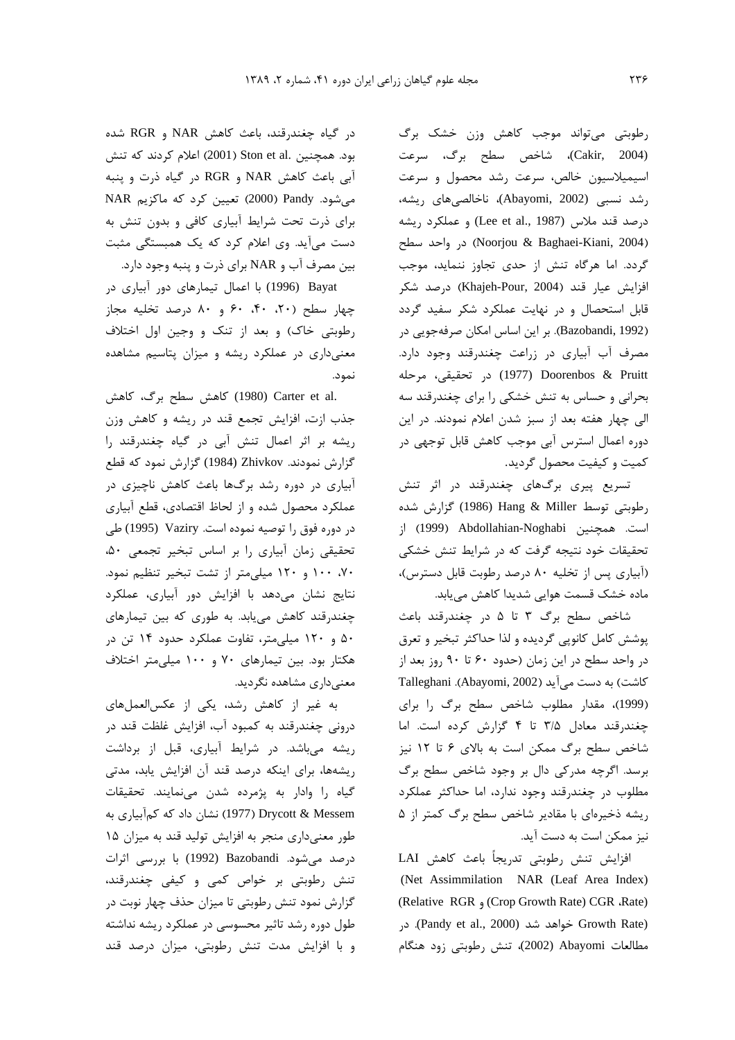رطوبتی می‌تواند موجب کاهش وزن خشک برگ (Cakir, 2004)، شاخص سطح برگ، سرعت اسیمیلاسیون خالص، سرعت رشد محصول و سرعت رشد نسبی (Abayomi, 2002)، ناخالصی‌های ریشه، درصد قند ملاس (Lee et al., 1987) و عملکرد ریشه (Noorjou & Baghaei-Kiani, 2004) در واحد سطح گردد. اما هرگاه تنش از حدی تجاوز ننماید، موجب افزایش عیار قند (Khajeh-Pour, 2004) درصد شکر قابل استحصال و در نهایت عملکرد شکر سفید گردد (Bazobandi, 1992). بر این اساس امکان صرفه‌جویی در مصرف آب آبیاری در زراعت چغندرقند وجود دارد. Doorenbos & Pruitt (1977) در تحقیقی، مرحله بحرانی و حساس به تنش خشکی را برای چغندرقند سه الی چهار هفته بعد از سبز شدن اعلام نمودند. در این دوره اعمال استرس آبی موجب کاهش قابل توجهی در کمیت و کیفیت محصول گردید.

تسریع پیری برگ‌های چغندرقند در اثر تنش رطوبتی توسط Hang & Miller (1986) گزارش شده است. همچنین Abdollahian-Noghabi (1999) از تحقیقات خود نتیجه گرفت که در شرایط تنش خشکی (آبیاری پس از تخلیه ۸۰ درصد رطوبت قابل دسترس)، ماده خشک قسمت هوایی شدیدا کاهش می‌یابد.

شاخص سطح برگ ۳ تا ۵ در چغندرقند باعث پوشش کامل کانوپی گردیده و لذا حداکثر تبخیر و تعرق در واحد سطح در این زمان (حدود ۶۰ تا ۹۰ روز بعد از کاشت) به دست می‌آید (Abayomi, 2002). Talleghani (1999)، مقدار مطلوب شاخص سطح برگ را برای چغندرقند معادل ۳/۵ تا ۴ گزارش کرده است. اما شاخص سطح برگ ممکن است به بالای ۶ تا ۱۲ نیز برسد. اگرچه مدرکی دال بر وجود شاخص سطح برگ مطلوب در چغندرقند وجود ندارد، اما حداکثر عملکرد ریشه ذخیره‌ای با مقادیر شاخص سطح برگ کمتر از ۵ نیز ممکن است به دست آید.

افزایش تنش رطوبتی تدریجاً باعث کاهش LAI (Leaf Area Index)، NAR (Net Assimmilation Rate)، CGR (Crop Growth Rate) و RGR (Relative Growth Rate) خواهد شد (Pandy et al., 2000). در مطالعات Abayomi (2002)، تنش رطوبتی زود هنگام در گیاه چغندرقند، باعث کاهش NAR و RGR شده بود. همچنین Ston et al. (2001) اعلام کردند که تنش آبی باعث کاهش NAR و RGR در گیاه ذرت و پنبه می‌شود. Pandy (2000) تعیین کرد که ماکزیم NAR برای ذرت تحت شرایط آبیاری کافی و بدون تنش به دست می‌آید. وی اعلام کرد که یک همبستگی مثبت بین مصرف آب و NAR برای ذرت و پنبه وجود دارد.

Bayat (1996) با اعمال تیمارهای دور آبیاری در چهار سطح (۲۰، ۴۰، ۶۰ و ۸۰ درصد تخلیه مجاز رطوبتی خاک) و بعد از تنک و وجین اول اختلاف معنی‌داری در عملکرد ریشه و میزان پتاسیم مشاهده نمود.

Carter et al. (1980) کاهش سطح برگ، کاهش جذب ازت، افزایش تجمع قند در ریشه و کاهش وزن ریشه بر اثر اعمال تنش آبی در گیاه چغندرقند را گزارش نمودند. Zhivkov (1984) گزارش نمود که قطع آبیاری در دوره رشد برگ‌ها باعث کاهش ناچیزی در عملکرد محصول شده و از لحاظ اقتصادی، قطع آبیاری در دوره فوق را توصیه نموده است. Vaziry (1995) طی تحقیقی زمان آبیاری را بر اساس تبخیر تجمعی ۵۰، ۷۰، ۱۰۰ و ۱۲۰ میلی‌متر از تشت تبخیر تنظیم نمود. نتایج نشان می‌دهد با افزایش دور آبیاری، عملکرد چغندرقند کاهش می‌یابد. به طوری که بین تیمارهای ۵۰ و ۱۲۰ میلی‌متر، تفاوت عملکرد حدود ۱۴ تن در هکتار بود. بین تیمارهای ۷۰ و ۱۰۰ میلی‌متر اختلاف معنی‌داری مشاهده نگردید.

به غیر از کاهش رشد، یکی از عکس‌العمل‌های درونی چغندرقند به کمبود آب، افزایش غلظت قند در ریشه می‌باشد. در شرایط آبیاری، قبل از برداشت ریشه‌ها، برای اینکه درصد قند آن افزایش یابد، مدتی گیاه را وادار به پژمرده شدن می‌نمایند. تحقیقات Drycott & Messem (1977) نشان داد که کم‌آبیاری به طور معنی‌داری منجر به افزایش تولید قند به میزان ۱۵ درصد می‌شود. Bazobandi (1992) با بررسی اثرات تنش رطوبتی بر خواص کمی و کیفی چغندرقند، گزارش نمود تنش رطوبتی تا میزان حذف چهار نوبت در طول دوره رشد تاثیر محسوسی در عملکرد ریشه نداشته و با افزایش مدت تنش رطوبتی، میزان درصد قند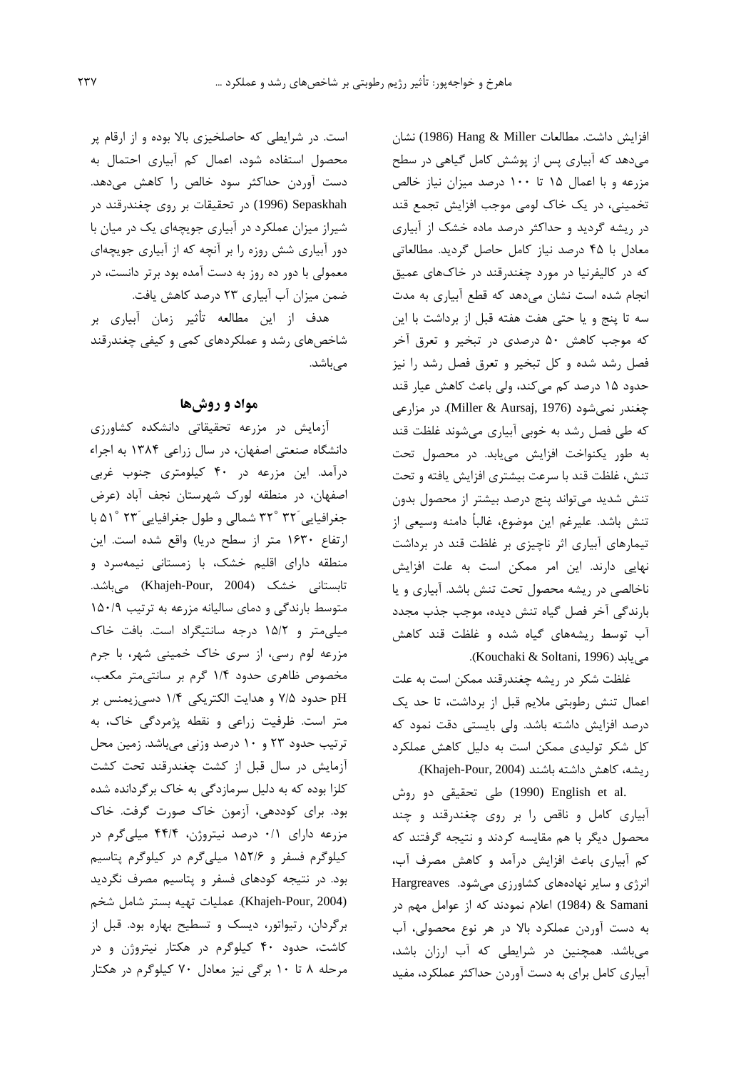افزایش داشت. مطالعات Hang & Miller (1986) نشان می‌دهد که آبیاری پس از پوشش کامل گیاهی در سطح مزرعه و با اعمال ۱۵ تا ۱۰۰ درصد میزان نیاز خالص تخمینی، در یک خاک لومی موجب افزایش تجمع قند در ریشه گردید و حداکثر درصد ماده خشک از آبیاری معادل با ۴۵ درصد نیاز کامل حاصل گردید. مطالعاتی که در کالیفرنیا در مورد چغندرقند در خاک‌های عمیق انجام شده است نشان می‌دهد که قطع آبیاری به مدت سه تا پنج و یا حتی هفت هفته قبل از برداشت با این که موجب کاهش ۵۰ درصدی در تبخیر و تعرق آخر فصل رشد شده و کل تبخیر و تعرق فصل رشد را نیز حدود ۱۵ درصد کم می‌کند، ولی باعث کاهش عیار قند چغندر نمی‌شود (Miller & Aursaj, 1976). در مزارعی که طی فصل رشد به خوبی آبیاری می‌شوند غلظت قند به طور یکنواخت افزایش می‌یابد. در محصول تحت تنش، غلظت قند با سرعت بیشتری افزایش یافته و تحت تنش شدید می‌تواند پنج درصد بیشتر از محصول بدون تنش باشد. علیرغم این موضوع، غالباً دامنه وسیعی از تیمارهای آبیاری اثر ناچیزی بر غلظت قند در برداشت نهایی دارند. این امر ممکن است به علت افزایش ناخالصی در ریشه محصول تحت تنش باشد. آبیاری و یا بارندگی آخر فصل گیاه تنش دیده، موجب جذب مجدد آب توسط ریشه‌های گیاه شده و غلظت قند کاهش می‌یابد (Kouchaki & Soltani, 1996).

غلظت شکر در ریشه چغندرقند ممکن است به علت اعمال تنش رطوبتی ملایم قبل از برداشت، تا حد یک درصد افزایش داشته باشد. ولی بایستی دقت نمود که کل شکر تولیدی ممکن است به دلیل کاهش عملکرد ریشه، کاهش داشته باشند (Khajeh-Pour, 2004).

English et al. (1990) طی تحقیقی دو روش آبیاری کامل و ناقص را بر روی چغندرقند و چند محصول دیگر با هم مقایسه کردند و نتیجه گرفتند که کم آبیاری باعث افزایش درآمد و کاهش مصرف آب، انرژی و سایر نهاده‌های کشاورزی می‌شود. Hargreaves & Samani (1984) اعلام نمودند که از عوامل مهم در به دست آوردن عملکرد بالا در هر نوع محصولی، آب می‌باشد. همچنین در شرایطی که آب ارزان باشد، آبیاری کامل برای به دست آوردن حداکثر عملکرد، مفید است. در شرایطی که حاصلخیزی بالا بوده و از ارقام پر محصول استفاده شود، اعمال کم آبیاری احتمال به دست آوردن حداکثر سود خالص را کاهش می‌دهد. Sepaskhah (1996) در تحقیقات بر روی چغندرقند در شیراز میزان عملکرد در آبیاری جویچه‌ای یک در میان با دور آبیاری شش روزه را بر آنچه که از آبیاری جویچه‌ای معمولی با دور ده روز به دست آمده بود برتر دانست، در ضمن میزان آب آبیاری ۲۳ درصد کاهش یافت.

هدف از این مطالعه تأثیر زمان آبیاری بر شاخص‌های رشد و عملکردهای کمی و کیفی چغندرقند می‌باشد.

## مواد و روش‌ها

آزمایش در مزرعه تحقیقاتی دانشکده کشاورزی دانشگاه صنعتی اصفهان، در سال زراعی ۱۳۸۴ به اجراء درآمد. این مزرعه در ۴۰ کیلومتری جنوب غربی اصفهان، در منطقه لورک شهرستان نجف آباد (عرض جغرافیایی ´۳۲ ˚۳۲ شمالی و طول جغرافیایی ´۲۳ ˚۵۱ با ارتفاع ۱۶۳۰ متر از سطح دریا) واقع شده است. این منطقه دارای اقلیم خشک، با زمستانی نیمه‌سرد و تابستانی خشک (Khajeh-Pour, 2004) می‌باشد. متوسط بارندگی و دمای سالیانه مزرعه به ترتیب ۱۵۰/۹ میلی‌متر و ۱۵/۲ درجه سانتیگراد است. بافت خاک مزرعه لوم رسی، از سری خاک خمینی شهر، با جرم مخصوص ظاهری حدود ۱/۴ گرم بر سانتی‌متر مکعب، pH حدود ۷/۵ و هدایت الکتریکی ۱/۴ دسی‌زیمنس بر متر است. ظرفیت زراعی و نقطه پژمردگی خاک، به ترتیب حدود ۲۳ و ۱۰ درصد وزنی می‌باشد. زمین محل آزمایش در سال قبل از کشت چغندرقند تحت کشت کلزا بوده که به دلیل سرمازدگی به خاک برگردانده شده بود. برای کوددهی، آزمون خاک صورت گرفت. خاک مزرعه دارای ۰/۱ درصد نیتروژن، ۴۴/۴ میلی‌گرم در کیلوگرم فسفر و ۱۵۲/۶ میلی‌گرم در کیلوگرم پتاسیم بود. در نتیجه کودهای فسفر و پتاسیم مصرف نگردید (Khajeh-Pour, 2004). عملیات تهیه بستر شامل شخم برگردان، رتیواتور، دیسک و تسطیح بهاره بود. قبل از کاشت، حدود ۴۰ کیلوگرم در هکتار نیتروژن و در مرحله ۸ تا ۱۰ برگی نیز معادل ۷۰ کیلوگرم در هکتار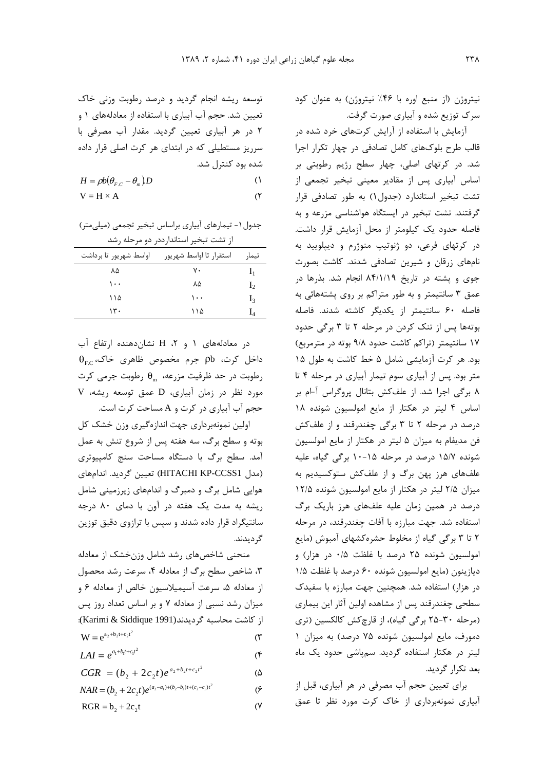نیتروژن (از منبع اوره با ۴۶٪ نیتروژن) به عنوان کود سرک توزیع شده و آبیاری صورت گرفت.

آزمایش با استفاده از آرایش کرت‌های خرد شده در قالب طرح بلوک‌های کامل تصادفی در چهار تکرار اجرا شد. در کرتهای اصلی، چهار سطح رژیم رطوبتی بر اساس آبیاری پس از مقادیر معینی تبخیر تجمعی از تشت تبخیر استاندارد (جدول۱) به طور تصادفی قرار گرفتند. تشت تبخیر در ایستگاه هواشناسی مزرعه و به فاصله حدود یک کیلومتر از محل آزمایش قرار داشت. در کرتهای فرعی، دو ژنوتیپ منوژرم و دیپلویید به نام‌های زرقان و شیرین تصادفی شدند. کاشت بصورت جوی و پشته در تاریخ ۸۴/۱/۱۹ انجام شد. بذرها در عمق ۳ سانتیمتر و به طور متراکم بر روی پشته‌هائی به فاصله ۶۰ سانتیمتر از یکدیگر کاشته شدند. فاصله بوته‌ها پس از تنک کردن در مرحله ۲ تا ۳ برگی حدود ۱۷ سانتیمتر (تراکم کاشت حدود ۹/۸ بوته در مترمربع) بود. هر کرت آزمایشی شامل ۵ خط کاشت به طول ۱۵ متر بود. پس از آبیاری سوم تیمار آبیاری در مرحله ۴ تا ۸ برگی اجرا شد. از علف‌کش بتانال پروگراس آ-ام بر اساس ۴ لیتر در هکتار از مایع امولسیون شونده ۱۸ درصد در مرحله ۲ تا ۳ برگی چغندرقند و از علف‌کش فن مدیفام به میزان ۵ لیتر در هکتار از مایع امولسیون شونده ۱۵/۷ درصد در مرحله ۱۵-۱۰ برگی گیاه، علیه علف‌های هرز پهن برگ و از علف‌کش ستوکسیدیم به میزان ۲/۵ لیتر در هکتار از مایع امولسیون شونده ۱۲/۵ درصد در همین زمان علیه علف‌های هرز باریک برگ استفاده شد. جهت مبارزه با آفات چغندرقند، در مرحله ۲ تا ۳ برگی گیاه از مخلوط حشره‌کشهای آمبوش (مایع امولسیون شونده ۲۵ درصد با غلظت ۰/۵ در هزار) و دیازینون (مایع امولسیون شونده ۶۰ درصد با غلظت ۱/۵ در هزار) استفاده شد. همچنین جهت مبارزه با سفیدک سطحی چغندرقند پس از مشاهده اولین آثار این بیماری (مرحله ۳۰-۲۵ برگی گیاه)، از قارچ‌کش کالکسین (تری دمورف، مایع امولسیون شونده ۷۵ درصد) به میزان ۱ لیتر در هکتار استفاده گردید. سم‌پاشی حدود یک ماه بعد تکرار گردید.

برای تعیین حجم آب مصرفی در هر آبیاری، قبل از آبیاری نمونه‌برداری از خاک کرت مورد نظر تا عمق توسعه ریشه انجام گردید و درصد رطوبت وزنی خاک تعیین شد. حجم آب آبیاری با استفاده از معادله‌های ۱ و ۲ در هر آبیاری تعیین گردید. مقدار آب مصرفی با سرریز مستطیلی که در ابتدای هر کرت اصلی قرار داده شده بود کنترل شد.

$$H = \rho b(\theta_{F.C} - \theta_m).D \quad (1)$$

$$V = H \times A \quad (2)$$

جدول۱- تیمارهای آبیاری براساس تبخیر تجمعی (میلی‌متر) از تشت تبخیر استاندارددر دو مرحله رشد

| تیمار | استقرار تا اواسط شهریور | اواسط شهریور تا برداشت |
|---|---|---|
| $I_1$ | ۷۰ | ۸۵ |
| $I_2$ | ۸۵ | ۱۰۰ |
| $I_3$ | ۱۰۰ | ۱۱۵ |
| $I_4$ | ۱۱۵ | ۱۳۰ |

در معادله‌های ۱ و ۲، H نشان‌دهنده ارتفاع آب داخل کرت، $\rho b$ جرم مخصوص ظاهری خاک، $\theta_{F.C}$ رطوبت در حد ظرفیت مزرعه، $\theta_m$ رطوبت جرمی کرت مورد نظر در زمان آبیاری، D عمق توسعه ریشه، V حجم آب آبیاری در کرت و A مساحت کرت است.

اولین نمونه‌برداری جهت اندازه‌گیری وزن خشک کل بوته و سطح برگ، سه هفته پس از شروع تنش به عمل آمد. سطح برگ با دستگاه مساحت سنج کامپیوتری (مدل HITACHI KP-CCSS1) تعیین گردید. اندام‌های هوایی شامل برگ و دمبرگ و اندام‌های زیرزمینی شامل ریشه به مدت یک هفته در آون با دمای ۸۰ درجه سانتیگراد قرار داده شدند و سپس با ترازوی دقیق توزین گردیدند.

منحنی شاخص‌های رشد شامل وزن‌خشک از معادله ۳، شاخص سطح برگ از معادله ۴، سرعت رشد محصول از معادله ۵، سرعت آسیمیلاسیون خالص از معادله ۶ و میزان رشد نسبی از معادله ۷ و بر اساس تعداد روز پس از کاشت محاسبه گردیدند(Karimi & Siddique 1991):

$$W = e^{a_2 + b_2 t + c_2 t^2} \quad (3)$$

$$LAI = e^{a_1 + b_1 t + c_1 t^2} \quad (4)$$

$$CGR = (b_2 + 2c_2 t)e^{a_2 + b_2 t + c_2 t^2} \quad (5)$$

$$NAR = (b_2 + 2c_2 t)e^{(a_2 - a_1) + (b_2 - b_1)t + (c_2 - c_1)t^2} \quad (6)$$

$$RGR = b_2 + 2c_2 t \quad (7)$$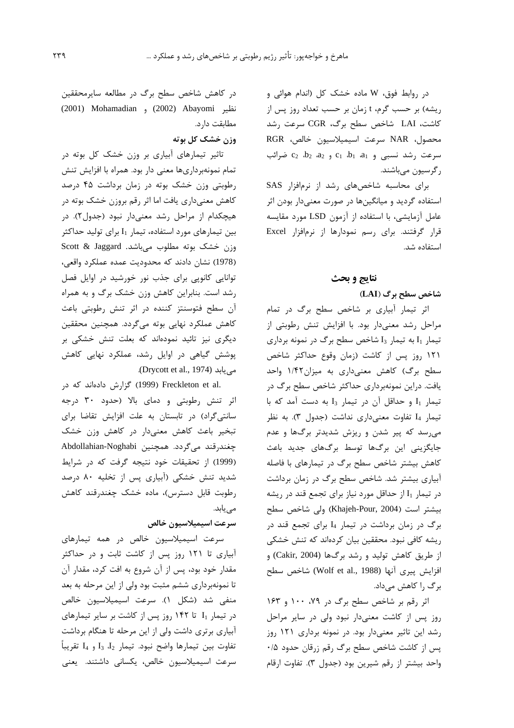در روابط فوق، W ماده خشک کل (اندام هوائی و ریشه) بر حسب گرم، t زمان بر حسب تعداد روز پس از کاشت، LAI شاخص سطح برگ، CGR سرعت رشد محصول، NAR سرعت اسیمیلاسیون خالص، RGR سرعت رشد نسبی و $a_1$، $b_1$، $c_1$ و $a_2$، $b_2$، $c_2$ ضرائب رگرسیون می‌باشند.

برای محاسبه شاخص‌های رشد از نرم‌افزار SAS استفاده گردید و میانگین‌ها در صورت معنی‌دار بودن اثر عامل آزمایشی، با استفاده از آزمون LSD مورد مقایسه قرار گرفتند. برای رسم نمودارها از نرم‌افزار Excel استفاده شد.

## نتایج و بحث

### شاخص سطح برگ (LAI)

اثر تیمار آبیاری بر شاخص سطح برگ در تمام مراحل رشد معنی‌دار بود. با افزایش تنش رطوبتی از تیمار $I_1$ به تیمار $I_3$ شاخص سطح برگ در نمونه برداری ۱۲۱ روز پس از کاشت (زمان وقوع حداکثر شاخص سطح برگ) کاهش معنی‌داری به میزان۱/۴۲ واحد یافت. دراین نمونه‌برداری حداکثر شاخص سطح برگ در تیمار $I_1$ و حداقل آن در تیمار $I_3$ به دست آمد که با تیمار $I_4$ تفاوت معنی‌داری نداشت (جدول ۳). به نظر می‌رسد که پیر شدن و ریزش شدیدتر برگ‌ها و عدم جایگزینی این برگ‌ها توسط برگ‌های جدید باعث کاهش بیشتر شاخص سطح برگ در تیمارهای با فاصله آبیاری بیشتر شد. شاخص سطح برگ در زمان برداشت در تیمار $I_1$ از حداقل مورد نیاز برای تجمع قند در ریشه بیشتر است (Khajeh-Pour, 2004) ولی شاخص سطح برگ در زمان برداشت در تیمار $I_4$ برای تجمع قند در ریشه کافی نبود. محققین بیان کرده‌اند که تنش خشکی از طریق کاهش تولید و رشد برگ‌ها (Cakir, 2004) و افزایش پیری آنها (Wolf et al., 1988) شاخص سطح برگ را کاهش می‌داد.

اثر رقم بر شاخص سطح برگ در ۷۹، ۱۰۰ و ۱۶۳ روز پس از کاشت معنی‌دار نبود ولی در سایر مراحل رشد این تاثیر معنی‌دار بود. در نمونه برداری ۱۲۱ روز پس از کاشت شاخص سطح برگ رقم زرقان حدود ۰/۵ واحد بیشتر از رقم شیرین بود (جدول ۳). تفاوت ارقام در کاهش شاخص سطح برگ در مطالعه سایرمحققین نظیر Abayomi (2002) و Mohamadian (2001) مطابقت دارد.

### وزن خشک کل بوته

تاثیر تیمارهای آبیاری بر وزن خشک کل بوته در تمام نمونه‌برداری‌ها معنی دار بود. همراه با افزایش تنش رطوبتی وزن خشک بوته در زمان برداشت ۴۵ درصد کاهش معنی‌داری یافت اما اثر رقم بروزن خشک بوته در هیچکدام از مراحل رشد معنی‌دار نبود (جدول۲). در بین تیمارهای مورد استفاده، تیمار $I_1$ برای تولید حداکثر وزن خشک بوته مطلوب می‌باشد. Scott & Jaggard (1978) نشان دادند که محدودیت عمده عملکرد واقعی، توانایی کانوپی برای جذب نور خورشید در اوایل فصل رشد است. بنابراین کاهش وزن خشک برگ و به همراه آن سطح فتوسنتز کننده در اثر تنش رطوبتی باعث کاهش عملکرد نهایی بوته می‌گردد. همچنین محققین دیگری نیز تائید نموده‌اند که بعلت تنش خشکی بر پوشش گیاهی در اوایل رشد، عملکرد نهایی کاهش می‌یابد (Drycott et al., 1974).

Freckleton et al. (1999) گزارش داده‌اند که در اثر تنش رطوبتی و دمای بالا (حدود ۳۰ درجه سانتی‌گراد) در تابستان به علت افزایش تقاضا برای تبخیر باعث کاهش معنی‌دار در کاهش وزن خشک چغندرقند می‌گردد. همچنین Abdollahian-Noghabi (1999) از تحقیقات خود نتیجه گرفت که در شرایط شدید تنش خشکی (آبیاری پس از تخلیه ۸۰ درصد رطوبت قابل دسترس)، ماده خشک چغندرقند کاهش می‌یابد.

### سرعت اسیمیلاسیون خالص

سرعت اسیمیلاسیون خالص در همه تیمارهای آبیاری تا ۱۲۱ روز پس از کاشت ثابت و در حداکثر مقدار خود بود، پس از آن شروع به افت کرد، مقدار آن تا نمونه‌برداری ششم مثبت بود ولی از این مرحله به بعد منفی شد (شکل ۱). سرعت اسیمیلاسیون خالص در تیمار $I_1$ تا ۱۴۲ روز پس از کاشت بر سایر تیمارهای آبیاری برتری داشت ولی از این مرحله تا هنگام برداشت تفاوت بین تیمارها واضح نبود. تیمار $I_2$، $I_3$ و $I_4$ تقریباً سرعت اسیمیلاسیون خالص، یکسانی داشتند. یعنی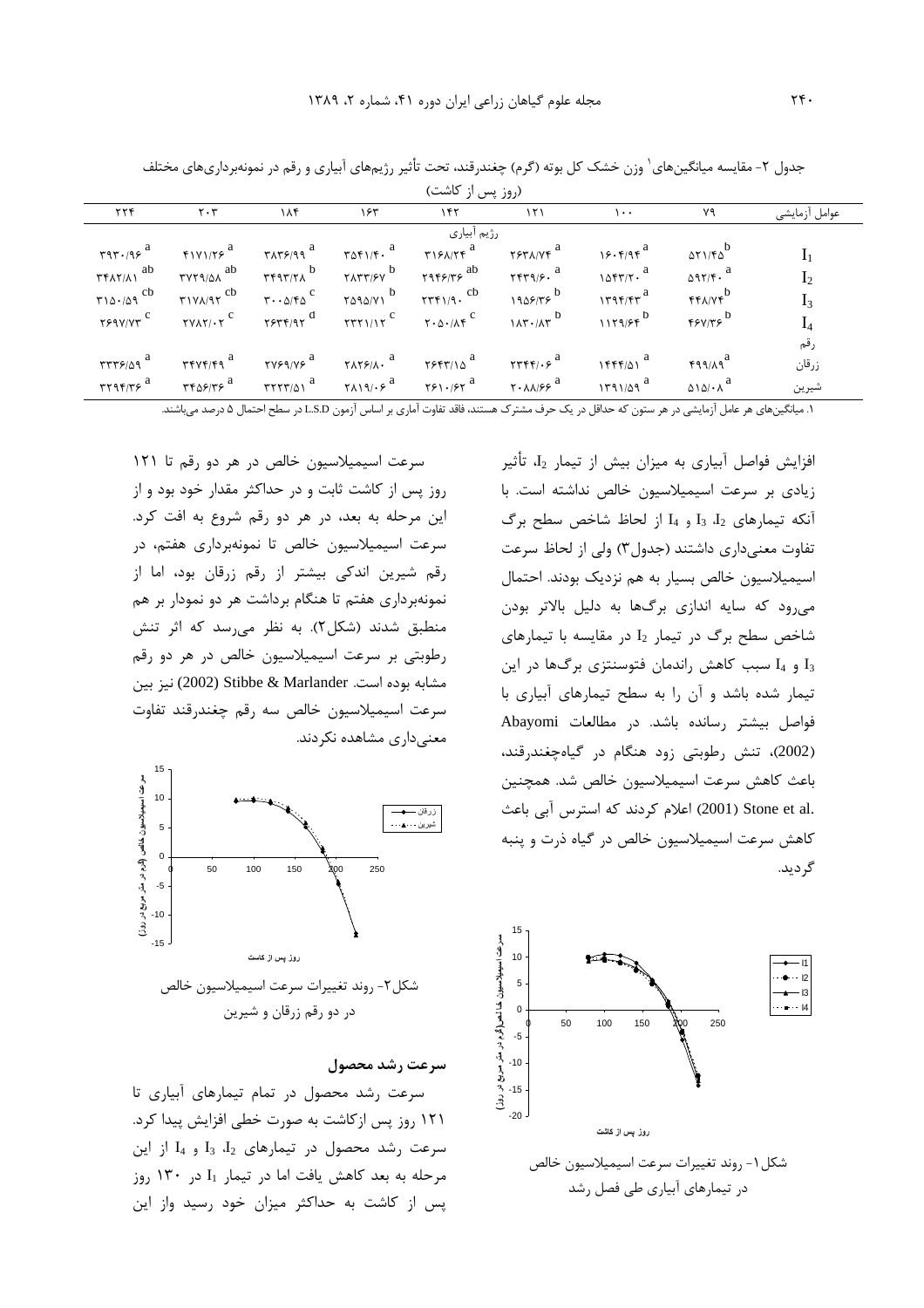جدول ۲- مقایسه میانگین‌های[1] وزن خشک کل بوته (گرم) چغندرقند، تحت تأثیر رژیم‌های آبیاری و رقم در نمونه‌برداری‌های مختلف (روز پس از کاشت)

| عوامل آزمایشی | ۷۹ | ۱۰۰ | ۱۲۱ | ۱۴۲ | ۱۶۳ | ۱۸۴ | ۲۰۳ | ۲۲۴ |
|---|---|---|---|---|---|---|---|---|
| رژیم آبیاری | | | | | | | | |
| $I_1$ | ۵۲۱/۴۵ b | ۱۶۰۴/۹۴ a | ۲۶۳۸/۷۴ a | ۳۱۶۸/۲۴ a | ۳۵۴۱/۴۰ a | ۳۸۳۶/۹۹ a | ۴۱۷۱/۲۶ a | ۳۹۳۰/۹۶ a |
| $I_2$ | ۵۹۲/۴۰ a | ۱۵۴۳/۲۰ a | ۲۴۳۹/۶۰ a | ۲۹۴۶/۳۶ ab | ۲۸۳۳/۶۷ b | ۳۴۹۳/۲۸ b | ۳۷۲۹/۵۸ ab | ۳۴۸۲/۸۱ ab |
| $I_3$ | ۴۴۸/۷۴ b | ۱۳۹۴/۴۳ a | ۱۹۵۶/۳۶ b | ۲۳۴۱/۹۰ cb | ۲۵۹۵/۷۱ b | ۳۰۰۵/۴۵ c | ۳۱۷۸/۹۲ cb | ۳۱۵۰/۵۹ cb |
| $I_4$ | ۴۶۷/۳۶ b | ۱۱۲۹/۶۴ b | ۱۸۳۰/۸۳ b | ۲۰۵۰/۸۴ c | ۲۳۲۱/۱۲ c | ۲۶۳۴/۹۲ d | ۲۷۸۲/۰۲ c | ۲۶۹۷/۷۳ c |
| رقم | | | | | | | | |
| زرقان | ۴۹۹/۸۹ a | ۱۴۴۴/۵۱ a | ۲۳۴۴/۰۶ a | ۲۶۴۳/۱۵ a | ۲۸۲۶/۸۰ a | ۲۷۶۹/۷۶ a | ۳۴۷۴/۴۹ a | ۳۳۳۶/۵۹ a |
| شیرین | ۵۱۵/۰۸ a | ۱۳۹۱/۵۹ a | ۲۰۸۸/۶۶ a | ۲۶۱۰/۶۲ a | ۲۸۱۹/۰۶ a | ۳۲۲۳/۵۱ a | ۳۴۵۶/۳۶ a | ۳۲۹۴/۳۶ a |

۱. میانگین‌های هر عامل آزمایشی در هر ستون که حداقل در یک حرف مشترک هستند، فاقد تفاوت آماری بر اساس آزمون L.S.D در سطح احتمال ۵ درصد می‌باشند.

افزایش فواصل آبیاری به میزان بیش از تیمار $I_2$، تأثیر زیادی بر سرعت اسیمیلاسیون خالص نداشته است. با آنکه تیمارهای $I_2$، $I_3$ و $I_4$ از لحاظ شاخص سطح برگ تفاوت معنی‌داری داشتند (جدول۳) ولی از لحاظ سرعت اسیمیلاسیون خالص بسیار به هم نزدیک بودند. احتمال می‌رود که سایه اندازی برگ‌ها به دلیل بالاتر بودن شاخص سطح برگ در تیمار $I_2$ در مقایسه با تیمارهای $I_3$ و $I_4$ سبب کاهش راندمان فتوسنتزی برگ‌ها در این تیمار شده باشد و آن را به سطح تیمارهای آبیاری با فواصل بیشتر رسانده باشد. در مطالعات Abayomi (2002)، تنش رطوبتی زود هنگام در گیاه‌چغندرقند، باعث کاهش سرعت اسیمیلاسیون خالص شد. همچنین Stone et al. (2001) اعلام کردند که استرس آبی باعث کاهش سرعت اسیمیلاسیون خالص در گیاه ذرت و پنبه گردید.

شکل۱- روند تغییرات سرعت اسیمیلاسیون خالص در تیمارهای آبیاری طی فصل رشد

سرعت اسیمیلاسیون خالص در هر دو رقم تا ۱۲۱ روز پس از کاشت ثابت و در حداکثر مقدار خود بود و از این مرحله به بعد، در هر دو رقم شروع به افت کرد. سرعت اسیمیلاسیون خالص تا نمونه‌برداری هفتم، در رقم شیرین اندکی بیشتر از رقم زرقان بود، اما از نمونه‌برداری هفتم تا هنگام برداشت هر دو نمودار بر هم منطبق شدند (شکل۲). به نظر می‌رسد که اثر تنش رطوبتی بر سرعت اسیمیلاسیون خالص در هر دو رقم مشابه بوده است. Stibbe & Marlander (2002) نیز بین سرعت اسیمیلاسیون خالص سه رقم چغندرقند تفاوت معنی‌داری مشاهده نکردند.

شکل۲- روند تغییرات سرعت اسیمیلاسیون خالص در دو رقم زرقان و شیرین

### سرعت رشد محصول

سرعت رشد محصول در تمام تیمارهای آبیاری تا ۱۲۱ روز پس ازکاشت به صورت خطی افزایش پیدا کرد. سرعت رشد محصول در تیمارهای $I_2$، $I_3$ و $I_4$ از این مرحله به بعد کاهش یافت اما در تیمار $I_1$ در ۱۳۰ روز پس از کاشت به حداکثر میزان خود رسید واز این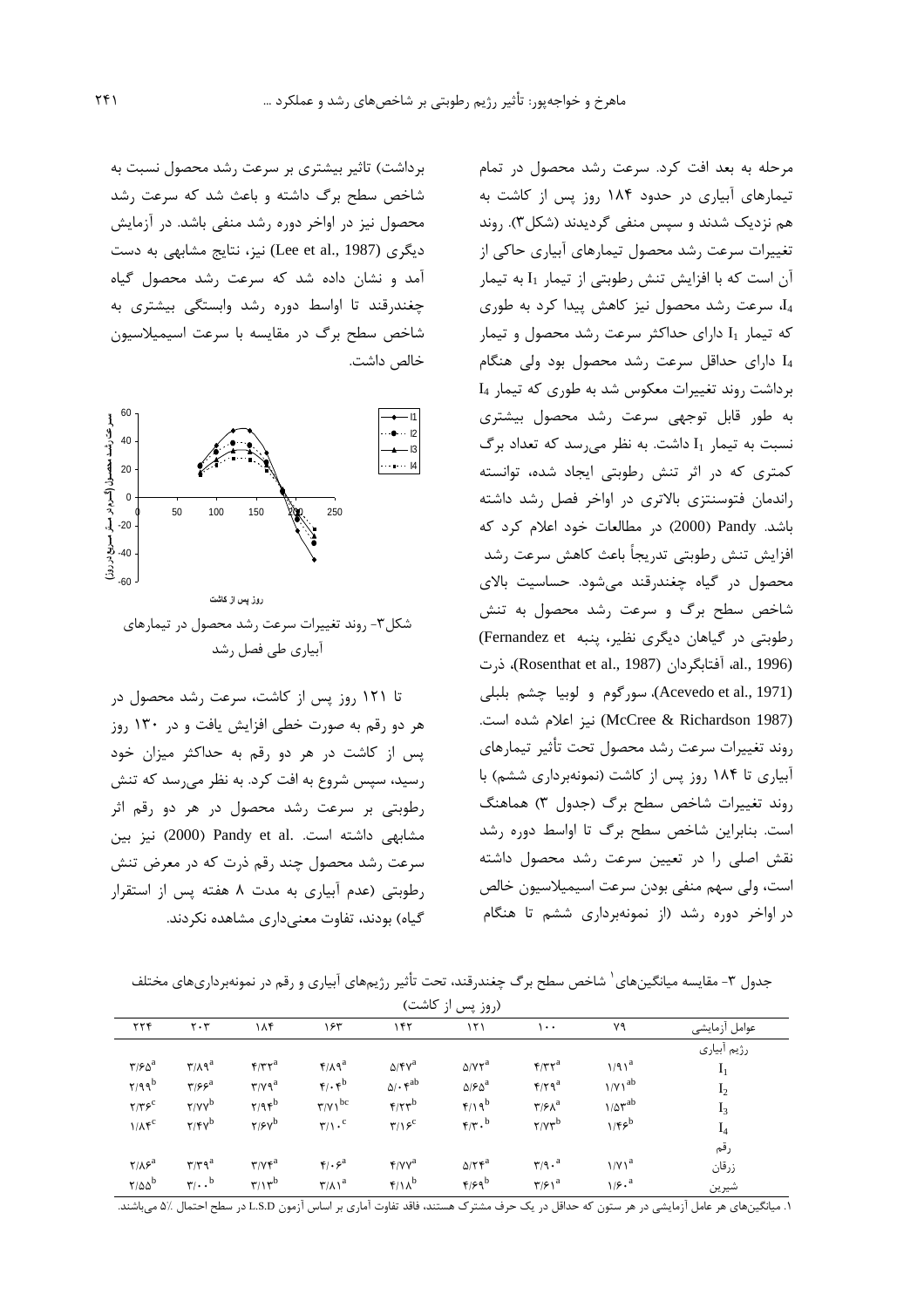مرحله به بعد افت کرد. سرعت رشد محصول در تمام تیمارهای آبیاری در حدود ۱۸۴ روز پس از کاشت به هم نزدیک شدند و سپس منفی گردیدند (شکل۳). روند تغییرات سرعت رشد محصول تیمارهای آبیاری حاکی از آن است که با افزایش تنش رطوبتی از تیمار $I_1$ به تیمار $I_4$، سرعت رشد محصول نیز کاهش پیدا کرد به طوری که تیمار $I_1$ دارای حداکثر سرعت رشد محصول و تیمار $I_4$ دارای حداقل سرعت رشد محصول بود ولی هنگام برداشت روند تغییرات معکوس شد به طوری که تیمار $I_4$ به طور قابل توجهی سرعت رشد محصول بیشتری نسبت به تیمار $I_1$ داشت. به نظر می‌رسد که تعداد برگ کمتری که در اثر تنش رطوبتی ایجاد شده، توانسته راندمان فتوسنتزی بالاتری در اواخر فصل رشد داشته باشد. Pandy (2000) در مطالعات خود اعلام کرد که افزایش تنش رطوبتی تدریجاً باعث کاهش سرعت رشد محصول در گیاه چغندرقند می‌شود. حساسیت بالای شاخص سطح برگ و سرعت رشد محصول به تنش رطوبتی در گیاهان دیگری نظیر، پنبه (Fernandez et al., 1996)، آفتابگردان (Rosenthat et al., 1987)، ذرت (Acevedo et al., 1971)، سورگوم و لوبیا چشم بلبلی (McCree & Richardson 1987) نیز اعلام شده است. روند تغییرات سرعت رشد محصول تحت تأثیر تیمارهای آبیاری تا ۱۸۴ روز پس از کاشت (نمونه‌برداری ششم) با روند تغییرات شاخص سطح برگ (جدول ۳) هماهنگ است. بنابراین شاخص سطح برگ تا اواسط دوره رشد نقش اصلی را در تعیین سرعت رشد محصول داشته است، ولی سهم منفی بودن سرعت اسیمیلاسیون خالص در اواخر دوره رشد (از نمونه‌برداری ششم تا هنگام برداشت) تاثیر بیشتری بر سرعت رشد محصول نسبت به شاخص سطح برگ داشته و باعث شد که سرعت رشد محصول نیز در اواخر دوره رشد منفی باشد. در آزمایش دیگری (Lee et al., 1987) نیز، نتایج مشابهی به دست آمد و نشان داده شد که سرعت رشد محصول گیاه چغندرقند تا اواسط دوره رشد وابستگی بیشتری به شاخص سطح برگ در مقایسه با سرعت اسیمیلاسیون خالص داشت.

شکل۳- روند تغییرات سرعت رشد محصول در تیمارهای آبیاری طی فصل رشد

تا ۱۲۱ روز پس از کاشت، سرعت رشد محصول در هر دو رقم به صورت خطی افزایش یافت و در ۱۳۰ روز پس از کاشت در هر دو رقم به حداکثر میزان خود رسید، سپس شروع به افت کرد. به نظر می‌رسد که تنش رطوبتی بر سرعت رشد محصول در هر دو رقم اثر مشابهی داشته است. Pandy et al. (2000) نیز بین سرعت رشد محصول چند رقم ذرت که در معرض تنش رطوبتی (عدم آبیاری به مدت ۸ هفته پس از استقرار گیاه) بودند، تفاوت معنی‌داری مشاهده نکردند.

جدول ۳- مقایسه میانگین‌های[1] شاخص سطح برگ چغندرقند، تحت تأثیر رژیم‌های آبیاری و رقم در نمونه‌برداری‌های مختلف (روز پس از کاشت)

| عوامل آزمایشی | ۷۹ | ۱۰۰ | ۱۲۱ | ۱۴۲ | ۱۶۳ | ۱۸۴ | ۲۰۳ | ۲۲۴ |
|---|---|---|---|---|---|---|---|---|
| رژیم آبیاری | | | | | | | | |
| $I_1$ | ۱/۹۱[a] | ۴/۳۲[a] | ۵/۷۲[a] | ۵/۴۷[a] | ۴/۸۹[a] | ۴/۳۲[a] | ۳/۸۹[a] | ۳/۶۵[a] |
| $I_2$ | ۱/۷۱[ab] | ۴/۲۹[a] | ۵/۶۵[a] | ۵/۰۴[ab] | ۴/۰۴[b] | ۳/۷۹[a] | ۳/۶۶[a] | ۲/۹۹[b] |
| $I_3$ | ۱/۵۳[ab] | ۳/۶۸[a] | ۴/۱۹[b] | ۴/۲۳[b] | ۳/۷۱[bc] | ۲/۹۴[b] | ۲/۷۷[b] | ۲/۳۶[c] |
| $I_4$ | ۱/۴۶[b] | ۲/۷۳[b] | ۴/۳۰[b] | ۳/۱۶[c] | ۳/۱۰[c] | ۲/۶۷[b] | ۲/۴۷[b] | ۱/۸۴[c] |
| رقم | | | | | | | | |
| زرقان | ۱/۷۱[a] | ۳/۹۰[a] | ۵/۲۴[a] | ۴/۷۷[a] | ۴/۰۶[a] | ۳/۷۴[a] | ۳/۳۹[a] | ۲/۸۶[a] |
| شیرین | ۱/۶۰[a] | ۳/۶۱[a] | ۴/۶۹[b] | ۴/۱۸[b] | ۳/۸۱[a] | ۳/۱۳[b] | ۳/۰۰[b] | ۲/۵۵[b] |

۱. میانگین‌های هر عامل آزمایشی در هر ستون که حداقل در یک حرف مشترک هستند، فاقد تفاوت آماری بر اساس آزمون L.S.D در سطح احتمال ۵٪ می‌باشند.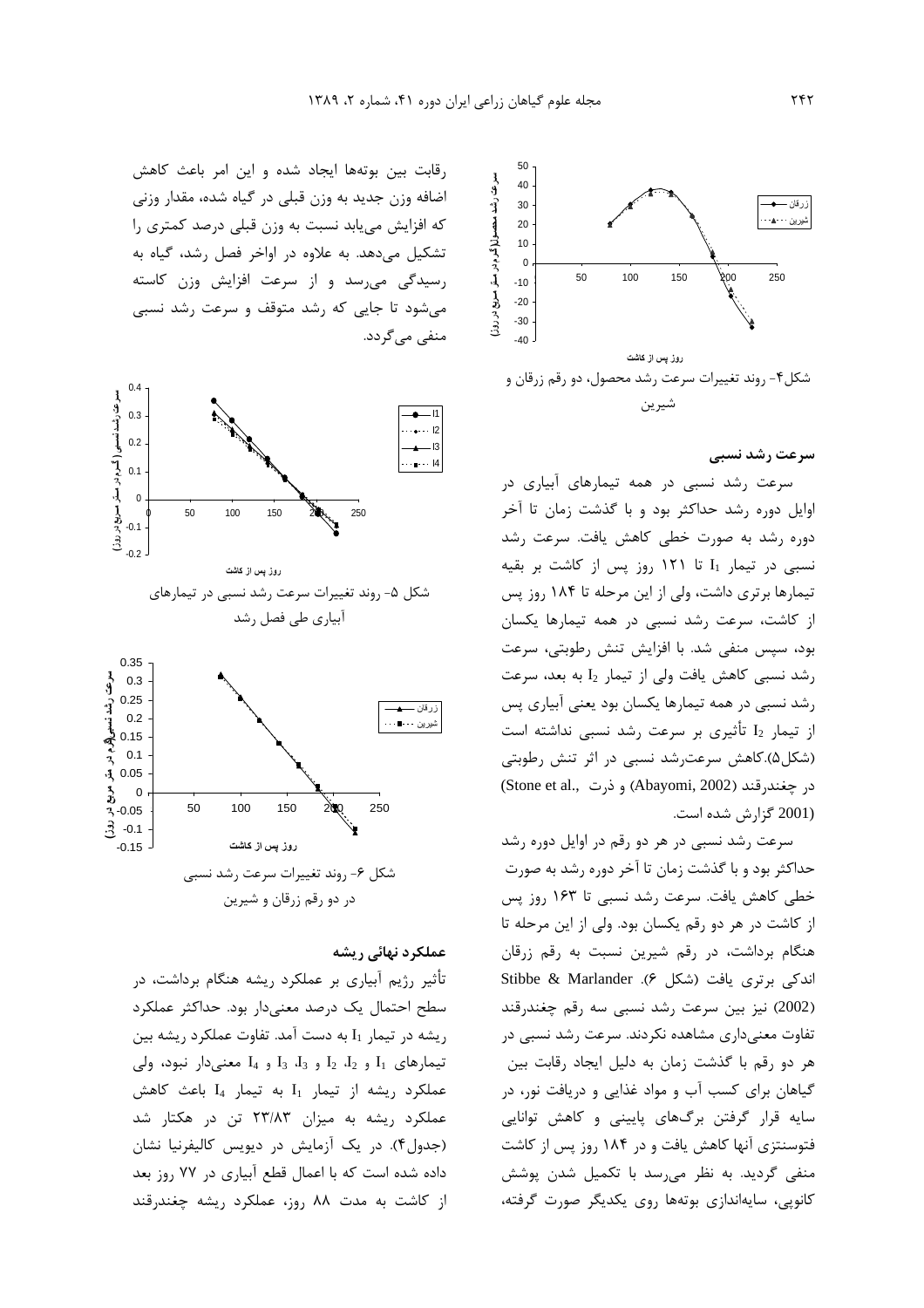شکل۴- روند تغییرات سرعت رشد محصول، دو رقم زرقان و شیرین

## سرعت رشد نسبی

سرعت رشد نسبی در همه تیمارهای آبیاری در اوایل دوره رشد حداکثر بود و با گذشت زمان تا آخر دوره رشد به صورت خطی کاهش یافت. سرعت رشد نسبی در تیمار $I_1$ تا ۱۲۱ روز پس از کاشت بر بقیه تیمارها برتری داشت، ولی از این مرحله تا ۱۸۴ روز پس از کاشت، سرعت رشد نسبی در همه تیمارها یکسان بود، سپس منفی شد. با افزایش تنش رطوبتی، سرعت رشد نسبی کاهش یافت ولی از تیمار $I_2$ به بعد، سرعت رشد نسبی در همه تیمارها یکسان بود یعنی آبیاری پس از تیمار $I_2$ تأثیری بر سرعت رشد نسبی نداشته است (شکل۵).کاهش سرعت‌رشد نسبی در اثر تنش رطوبتی در چغندرقند (Abayomi, 2002) و ذرت (Stone et al., 2001) گزارش شده است.

سرعت رشد نسبی در هر دو رقم در اوایل دوره رشد حداکثر بود و با گذشت زمان تا آخر دوره رشد به صورت خطی کاهش یافت. سرعت رشد نسبی تا ۱۶۳ روز پس از کاشت در هر دو رقم یکسان بود. ولی از این مرحله تا هنگام برداشت، در رقم شیرین نسبت به رقم زرقان اندکی برتری یافت (شکل ۶). Stibbe & Marlander (2002) نیز بین سرعت رشد نسبی سه رقم چغندرقند تفاوت معنی‌داری مشاهده نکردند. سرعت رشد نسبی در هر دو رقم با گذشت زمان به دلیل ایجاد رقابت بین گیاهان برای کسب آب و مواد غذایی و دریافت نور، در سایه قرار گرفتن برگ‌های پایینی و کاهش توانایی فتوسنتزی آنها کاهش یافت و در ۱۸۴ روز پس از کاشت منفی گردید. به نظر می‌رسد با تکمیل شدن پوشش کانوپی، سایه‌اندازی بوته‌ها روی یکدیگر صورت گرفته، رقابت بین بوته‌ها ایجاد شده و این امر باعث کاهش اضافه وزن جدید به وزن قبلی در گیاه شده، مقدار وزنی که افزایش می‌یابد نسبت به وزن قبلی درصد کمتری را تشکیل می‌دهد. به علاوه در اواخر فصل رشد، گیاه به رسیدگی می‌رسد و از سرعت افزایش وزن کاسته می‌شود تا جایی که رشد متوقف و سرعت رشد نسبی منفی می‌گردد.

شکل ۵- روند تغییرات سرعت رشد نسبی در تیمارهای آبیاری طی فصل رشد

شکل ۶- روند تغییرات سرعت رشد نسبی در دو رقم زرقان و شیرین

## عملکرد نهائی ریشه

تأثیر رژیم آبیاری بر عملکرد ریشه هنگام برداشت، در سطح احتمال یک درصد معنی‌دار بود. حداکثر عملکرد ریشه در تیمار $I_1$ به دست آمد. تفاوت عملکرد ریشه بین تیمارهای $I_1$ و $I_2$، $I_2$ و $I_3$، $I_3$ و $I_4$ معنی‌دار نبود، ولی عملکرد ریشه از تیمار $I_1$ به تیمار $I_4$ باعث کاهش عملکرد ریشه به میزان ۲۳/۸۳ تن در هکتار شد (جدول۴). در یک آزمایش در دیویس کالیفرنیا نشان داده شده است که با اعمال قطع آبیاری در ۷۷ روز بعد از کاشت به مدت ۸۸ روز، عملکرد ریشه چغندرقند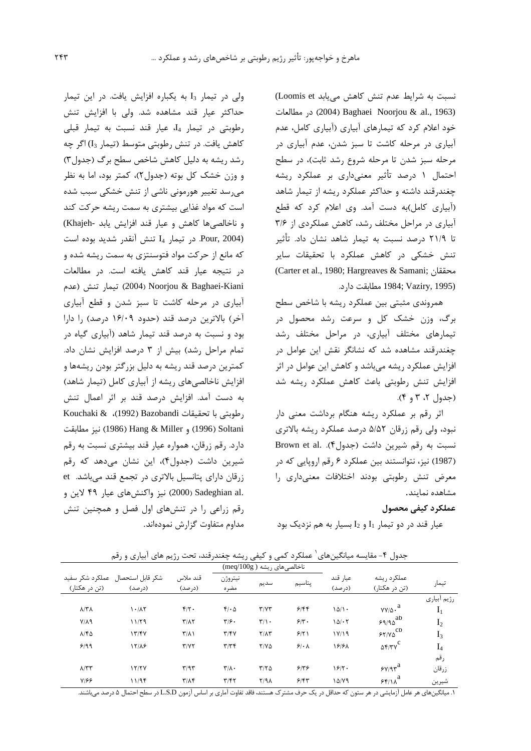نسبت به شرایط عدم تنش کاهش می‌یابد (Loomis et al., 1963). Baghaei Noorjou & (2004) در مطالعات خود اعلام کرد که تیمارهای آبیاری (آبیاری کامل، عدم آبیاری در مرحله کاشت تا سبز شدن، عدم آبیاری در مرحله سبز شدن تا مرحله شروع رشد ثابت)، در سطح احتمال ۱ درصد تأثیر معنی‌داری بر عملکرد ریشه چغندرقند داشته و حداکثر عملکرد ریشه از تیمار شاهد (آبیاری کامل)به دست آمد. وی اعلام کرد که قطع آبیاری در مراحل مختلف رشد، کاهش عملکردی از ۳/۶ تا ۲۱/۹ درصد نسبت به تیمار شاهد نشان داد. تأثیر تنش خشکی در کاهش عملکرد با تحقیقات سایر محققان (Carter et al., 1980; Hargreaves & Samani; 1984; Vaziry, 1995) مطابقت دارد.

همروندی مثبتی بین عملکرد ریشه با شاخص سطح برگ، وزن خشک کل و سرعت رشد محصول در تیمارهای مختلف آبیاری، در مراحل مختلف رشد چغندرقند مشاهده شد که نشانگر نقش این عوامل در افزایش عملکرد ریشه می‌باشد و کاهش این عوامل در اثر افزایش تنش رطوبتی باعث کاهش عملکرد ریشه شد (جدول ۲، ۳ و ۴).

اثر رقم بر عملکرد ریشه هنگام برداشت معنی دار نبود، ولی رقم زرقان ۵/۵۲ درصد عملکرد ریشه بالاتری نسبت به رقم شیرین داشت (جدول۴). Brown et al. (1987) نیز، نتوانستند بین عملکرد ۶ رقم اروپایی که در معرض تنش رطوبتی بودند اختلافات معنی‌داری را مشاهده نمایند.

### عملکرد کیفی محصول

عیار قند در دو تیمار $I_1$ و $I_2$ بسیار به هم نزدیک بود ولی در تیمار $I_3$ به یکباره افزایش یافت. در این تیمار حداکثر عیار قند مشاهده شد. ولی با افزایش تنش رطوبتی در تیمار $I_4$، عیار قند نسبت به تیمار قبلی کاهش یافت. در تنش رطوبتی متوسط (تیمار $I_3$) اگر چه رشد ریشه به دلیل کاهش شاخص سطح برگ (جدول۳) و وزن خشک کل بوته (جدول۲)، کمتر بود، اما به نظر می‌رسد تغییر هورمونی ناشی از تنش خشکی سبب شده است که مواد غذایی بیشتری به سمت ریشه حرکت کند و ناخالصی‌ها کاهش و عیار قند افزایش یابد (Khajeh-Pour, 2004). در تیمار $I_4$ تنش آنقدر شدید بوده است که مانع از حرکت مواد فتوسنتزی به سمت ریشه شده و در نتیجه عیار قند کاهش یافته است. در مطالعات Noorjou & Baghaei-Kiani (2004) تیمار تنش (عدم آبیاری در مرحله کاشت تا سبز شدن و قطع آبیاری آخر) بالاترین درصد قند (حدود ۱۶/۰۹ درصد) را دارا بود و نسبت به درصد قند تیمار شاهد (آبیاری گیاه در تمام مراحل رشد) بیش از ۳ درصد افزایش نشان داد. کمترین درصد قند ریشه به دلیل بزرگتر بودن ریشه‌ها و افزایش ناخالصی‌های ریشه از آبیاری کامل (تیمار شاهد) به دست آمد. افزایش درصد قند بر اثر اعمال تنش رطوبتی با تحقیقات Bazobandi (1992)، Kouchaki & Soltani (1996) و Hang & Miller (1986) نیز مطابقت دارد. رقم زرقان، همواره عیار قند بیشتری نسبت به رقم شیرین داشت (جدول۴)، این نشان می‌دهد که رقم زرقان دارای پتانسیل بالاتری در تجمع قند می‌باشد. Sadeghian et al. (2000) نیز واکنش‌های عیار ۴۹ لاین و رقم زراعی را در تنش‌های اول فصل و همچنین تنش مداوم متفاوت گزارش نموده‌اند.

جدول ۴- مقایسه میانگین‌های[1] عملکرد کمی و کیفی ریشه چغندرقند، تحت رژیم های آبیاری و رقم

| تیمار | عملکرد ریشه (تن در هکتار) | عیار قند (درصد) | ناخالصی‌های ریشه (meq/100g) | | | قند ملاس (درصد) | شکر قابل استحصال (درصد) | عملکرد شکر سفید (تن در هکتار) |
|---|---|---|---|---|---|---|---|---|
| | | | پتاسیم | سدیم | نیتروژن مضره | | | |
| رژیم آبیاری | | | | | | | | |
| $I_1$ | ۷۷/۵۰ [a] | ۱۵/۱۰ | ۶/۴۴ | ۳/۷۳ | ۴/۰۵ | ۴/۲۰ | ۱۰/۸۲ | ۸/۳۸ |
| $I_2$ | ۶۹/۹۵ [ab] | ۱۵/۰۲ | ۶/۳۰ | ۳/۱۰ | ۳/۶۰ | ۳/۸۲ | ۱۱/۲۹ | ۷/۸۹ |
| $I_3$ | ۶۲/۷۵ [cd] | ۱۷/۱۹ | ۶/۲۱ | ۲/۸۳ | ۳/۴۷ | ۳/۸۱ | ۱۳/۴۷ | ۸/۴۵ |
| $I_4$ | ۵۴/۳۷ [c] | ۱۶/۶۸ | ۶/۰۸ | ۲/۷۵ | ۳/۳۴ | ۳/۷۲ | ۱۲/۸۶ | ۶/۹۹ |
| رقم | | | | | | | | |
| زرقان | ۶۷/۹۳ [a] | ۱۶/۲۰ | ۶/۳۶ | ۳/۲۵ | ۳/۸۰ | ۳/۹۳ | ۱۲/۲۷ | ۸/۳۳ |
| شیرین | ۶۴/۱۸ [a] | ۱۵/۷۹ | ۶/۴۳ | ۲/۹۸ | ۳/۴۲ | ۳/۸۴ | ۱۱/۹۴ | ۷/۶۶ |

۱. میانگین‌های هر عامل آزمایشی در هر ستون که حداقل در یک حرف مشترک هستند، فاقد تفاوت آماری بر اساس آزمون L.S.D در سطح احتمال ۵ درصد می‌باشند.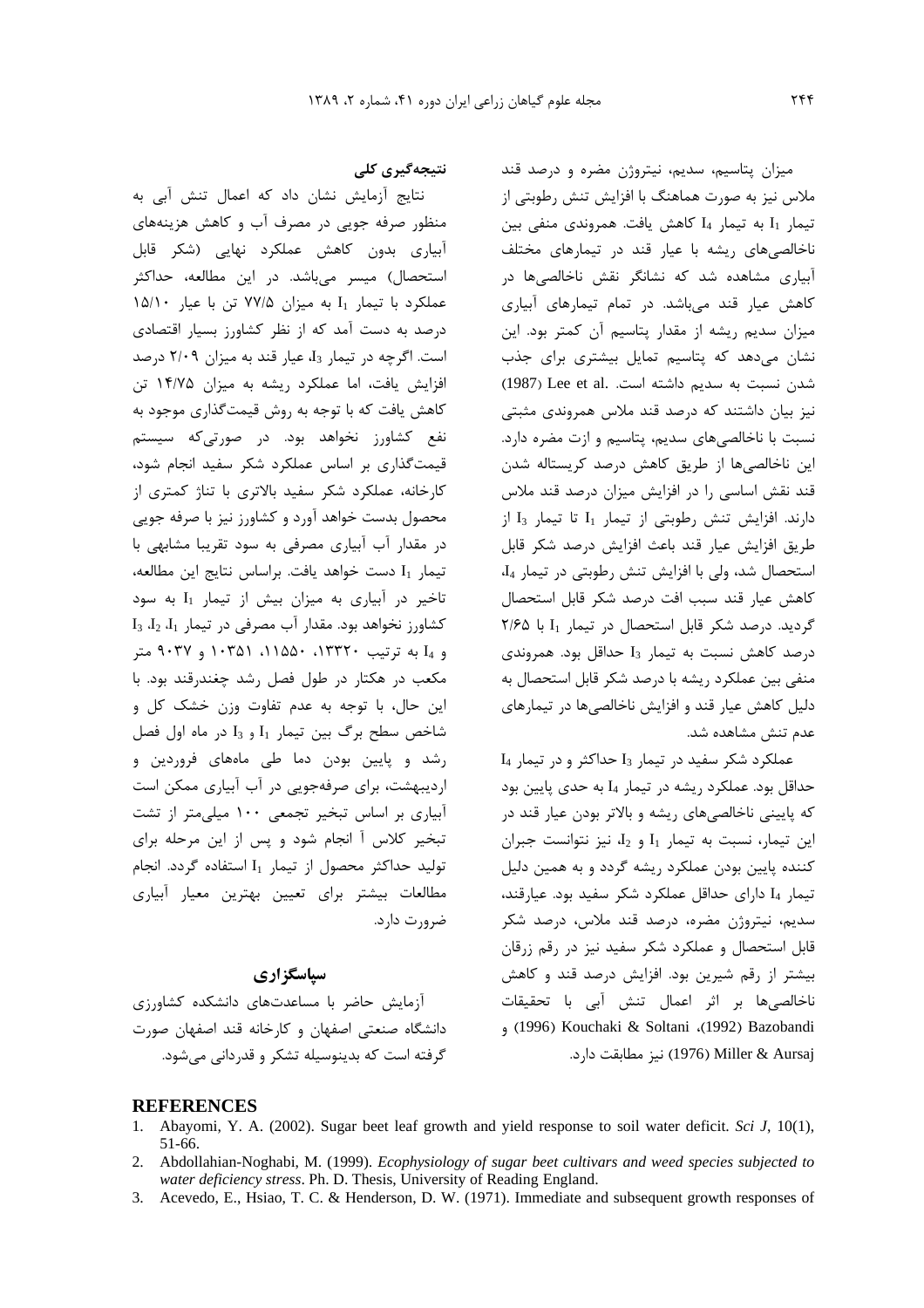میزان پتاسیم، سدیم، نیتروژن مضره و درصد قند ملاس نیز به صورت هماهنگ با افزایش تنش رطوبتی از تیمار $I_1$ به تیمار $I_4$ کاهش یافت. همروندی منفی بین ناخالصی‌های ریشه با عیار قند در تیمارهای مختلف آبیاری مشاهده شد که نشانگر نقش ناخالصی‌ها در کاهش عیار قند می‌باشد. در تمام تیمارهای آبیاری میزان سدیم ریشه از مقدار پتاسیم آن کمتر بود. این نشان می‌دهد که پتاسیم تمایل بیشتری برای جذب شدن نسبت به سدیم داشته است. Lee et al. (1987) نیز بیان داشتند که درصد قند ملاس همروندی مثبتی نسبت با ناخالصی‌های سدیم، پتاسیم و ازت مضره دارد. این ناخالصی‌ها از طریق کاهش درصد کریستاله شدن قند نقش اساسی را در افزایش میزان درصد قند ملاس دارند. افزایش تنش رطوبتی از تیمار $I_1$ تا تیمار $I_3$ از طریق افزایش عیار قند باعث افزایش درصد شکر قابل استحصال شد، ولی با افزایش تنش رطوبتی در تیمار $I_4$، کاهش عیار قند سبب افت درصد شکر قابل استحصال گردید. درصد شکر قابل استحصال در تیمار $I_1$ با ۲/۶۵ درصد کاهش نسبت به تیمار $I_3$ حداقل بود. همروندی منفی بین عملکرد ریشه با درصد شکر قابل استحصال به دلیل کاهش عیار قند و افزایش ناخالصی‌ها در تیمارهای عدم تنش مشاهده شد.

عملکرد شکر سفید در تیمار $I_3$ حداکثر و در تیمار $I_4$ حداقل بود. عملکرد ریشه در تیمار $I_4$ به حدی پایین بود که پایینی ناخالصی‌های ریشه و بالاتر بودن عیار قند در این تیمار، نسبت به تیمار $I_1$ و $I_2$، نیز نتوانست جبران کننده پایین بودن عملکرد ریشه گردد و به همین دلیل تیمار $I_4$ دارای حداقل عملکرد شکر سفید بود. عیارقند، سدیم، نیتروژن مضره، درصد قند ملاس، درصد شکر قابل استحصال و عملکرد شکر سفید نیز در رقم زرقان بیشتر از رقم شیرین بود. افزایش درصد قند و کاهش ناخالصی‌ها بر اثر اعمال تنش آبی با تحقیقات Bazobandi (1992)، Kouchaki & Soltani (1996) و Miller & Aursaj (1976) نیز مطابقت دارد.

## نتیجه‌گیری کلی

نتایج آزمایش نشان داد که اعمال تنش آبی به منظور صرفه جویی در مصرف آب و کاهش هزینه‌های آبیاری بدون کاهش عملکرد نهایی (شکر قابل استحصال) میسر می‌باشد. در این مطالعه، حداکثر عملکرد با تیمار $I_1$ به میزان ۷۷/۵ تن با عیار ۱۵/۱۰ درصد به دست آمد که از نظر کشاورز بسیار اقتصادی است. اگرچه در تیمار $I_3$، عیار قند به میزان ۲/۰۹ درصد افزایش یافت، اما عملکرد ریشه به میزان ۱۴/۷۵ تن کاهش یافت که با توجه به روش قیمت‌گذاری موجود به نفع کشاورز نخواهد بود. در صورتی‌که سیستم قیمت‌گذاری بر اساس عملکرد شکر سفید انجام شود، کارخانه، عملکرد شکر سفید بالاتری با تناژ کمتری از محصول بدست خواهد آورد و کشاورز نیز با صرفه جویی در مقدار آب آبیاری مصرفی به سود تقریبا مشابهی با تیمار $I_1$ دست خواهد یافت. براساس نتایج این مطالعه، تاخیر در آبیاری به میزان بیش از تیمار $I_1$ به سود کشاورز نخواهد بود. مقدار آب مصرفی در تیمار $I_1$، $I_2$، $I_3$ و $I_4$ به ترتیب ۱۳۳۲۰، ۱۱۵۵۰، ۱۰۳۵۱ و ۹۰۳۷ متر مکعب در هکتار در طول فصل رشد چغندرقند بود. با این حال، با توجه به عدم تفاوت وزن خشک کل و شاخص سطح برگ بین تیمار $I_1$ و $I_3$ در ماه اول فصل رشد و پایین بودن دما طی ماه‌های فروردین و اردیبهشت، برای صرفه‌جویی در آب آبیاری ممکن است آبیاری بر اساس تبخیر تجمعی ۱۰۰ میلی‌متر از تشت تبخیر کلاس آ انجام شود و پس از این مرحله برای تولید حداکثر محصول از تیمار $I_1$ استفاده گردد. انجام مطالعات بیشتر برای تعیین بهترین معیار آبیاری ضرورت دارد.

## سپاسگزاری

آزمایش حاضر با مساعدت‌های دانشکده کشاورزی دانشگاه صنعتی اصفهان و کارخانه قند اصفهان صورت گرفته است که بدینوسیله تشکر و قدردانی می‌شود.

## REFERENCES

1. Abayomi, Y. A. (2002). Sugar beet leaf growth and yield response to soil water deficit. *Sci J*, 10(1), 51-66.
2. Abdollahian-Noghabi, M. (1999). *Ecophysiology of sugar beet cultivars and weed species subjected to water deficiency stress*. Ph. D. Thesis, University of Reading England.
3. Acevedo, E., Hsiao, T. C. & Henderson, D. W. (1971). Immediate and subsequent growth responses of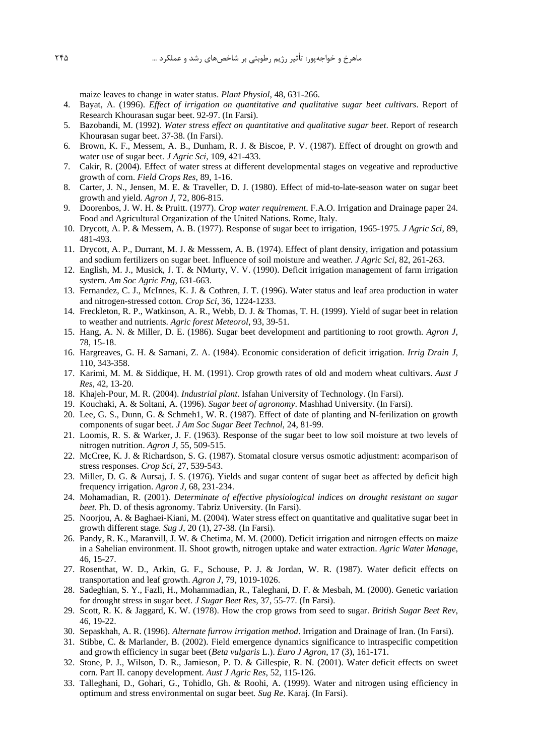maize leaves to change in water status. *Plant Physiol*, 48, 631-266.

4. Bayat, A. (1996). *Effect of irrigation on quantitative and qualitative sugar beet cultivars*. Report of Research Khourasan sugar beet. 92-97. (In Farsi).
5. Bazobandi, M. (1992). *Water stress effect on quantitative and qualitative sugar beet*. Report of research Khourasan sugar beet. 37-38. (In Farsi).
6. Brown, K. F., Messem, A. B., Dunham, R. J. & Biscoe, P. V. (1987). Effect of drought on growth and water use of sugar beet. *J Agric Sci*, 109, 421-433.
7. Cakir, R. (2004). Effect of water stress at different developmental stages on vegeative and reproductive growth of corn. *Field Crops Res*, 89, 1-16.
8. Carter, J. N., Jensen, M. E. & Traveller, D. J. (1980). Effect of mid-to-late-season water on sugar beet growth and yield. *Agron J*, 72, 806-815.
9. Doorenbos, J. W. H. & Pruitt. (1977). *Crop water requirement*. F.A.O. Irrigation and Drainage paper 24. Food and Agricultural Organization of the United Nations. Rome, Italy.
10. Drycott, A. P. & Messem, A. B. (1977). Response of sugar beet to irrigation, 1965-1975. *J Agric Sci*, 89, 481-493.
11. Drycott, A. P., Durrant, M. J. & Messsem, A. B. (1974). Effect of plant density, irrigation and potassium and sodium fertilizers on sugar beet. Influence of soil moisture and weather. *J Agric Sci*, 82, 261-263.
12. English, M. J., Musick, J. T. & NMurty, V. V. (1990). Deficit irrigation management of farm irrigation system. *Am Soc Agric Eng*, 631-663.
13. Fernandez, C. J., McInnes, K. J. & Cothren, J. T. (1996). Water status and leaf area production in water and nitrogen-stressed cotton. *Crop Sci*, 36, 1224-1233.
14. Freckleton, R. P., Watkinson, A. R., Webb, D. J. & Thomas, T. H. (1999). Yield of sugar beet in relation to weather and nutrients. *Agric forest Meteorol*, 93, 39-51.
15. Hang, A. N. & Miller, D. E. (1986). Sugar beet development and partitioning to root growth. *Agron J*, 78, 15-18.
16. Hargreaves, G. H. & Samani, Z. A. (1984). Economic consideration of deficit irrigation. *Irrig Drain J*, 110, 343-358.
17. Karimi, M. M. & Siddique, H. M. (1991). Crop growth rates of old and modern wheat cultivars. *Aust J Res*, 42, 13-20.
18. Khajeh-Pour, M. R. (2004). *Industrial plant*. Isfahan University of Technology. (In Farsi).
19. Kouchaki, A. & Soltani, A. (1996). *Sugar beet of agronomy*. Mashhad University. (In Farsi).
20. Lee, G. S., Dunn, G. & Schmeh1, W. R. (1987). Effect of date of planting and N-ferilization on growth components of sugar beet. *J Am Soc Sugar Beet Technol*, 24, 81-99.
21. Loomis, R. S. & Warker, J. F. (1963). Response of the sugar beet to low soil moisture at two levels of nitrogen nutrition. *Agron J*, 55, 509-515.
22. McCree, K. J. & Richardson, S. G. (1987). Stomatal closure versus osmotic adjustment: acomparison of stress responses. *Crop Sci*, 27, 539-543.
23. Miller, D. G. & Aursaj, J. S. (1976). Yields and sugar content of sugar beet as affected by deficit high frequency irrigation. *Agron J*, 68, 231-234.
24. Mohamadian, R. (2001). *Determinate of effective physiological indices on drought resistant on sugar beet*. Ph. D. of thesis agronomy. Tabriz University. (In Farsi).
25. Noorjou, A. & Baghaei-Kiani, M. (2004). Water stress effect on quantitative and qualitative sugar beet in growth different stage. *Sug J*, 20 (1), 27-38. (In Farsi).
26. Pandy, R. K., Maranvill, J. W. & Chetima, M. M. (2000). Deficit irrigation and nitrogen effects on maize in a Sahelian environment. II. Shoot growth, nitrogen uptake and water extraction. *Agric Water Manage*, 46, 15-27.
27. Rosenthat, W. D., Arkin, G. F., Schouse, P. J. & Jordan, W. R. (1987). Water deficit effects on transportation and leaf growth. *Agron J*, 79, 1019-1026.
28. Sadeghian, S. Y., Fazli, H., Mohammadian, R., Taleghani, D. F. & Mesbah, M. (2000). Genetic variation for drought stress in sugar beet. *J Sugar Beet Res*, 37, 55-77. (In Farsi).
29. Scott, R. K. & Jaggard, K. W. (1978). How the crop grows from seed to sugar. *British Sugar Beet Rev*, 46, 19-22.
30. Sepaskhah, A. R. (1996). *Alternate furrow irrigation method*. Irrigation and Drainage of Iran. (In Farsi).
31. Stibbe, C. & Marlander, B. (2002). Field emergence dynamics significance to intraspecific competition and growth efficiency in sugar beet (*Beta vulgaris* L.). *Euro J Agron*, 17 (3), 161-171.
32. Stone, P. J., Wilson, D. R., Jamieson, P. D. & Gillespie, R. N. (2001). Water deficit effects on sweet corn. Part II. canopy development. *Aust J Agric Res*, 52, 115-126.
33. Talleghani, D., Gohari, G., Tohidlo, Gh. & Roohi, A. (1999). Water and nitrogen using efficiency in optimum and stress environmental on sugar beet. *Sug Re*. Karaj. (In Farsi).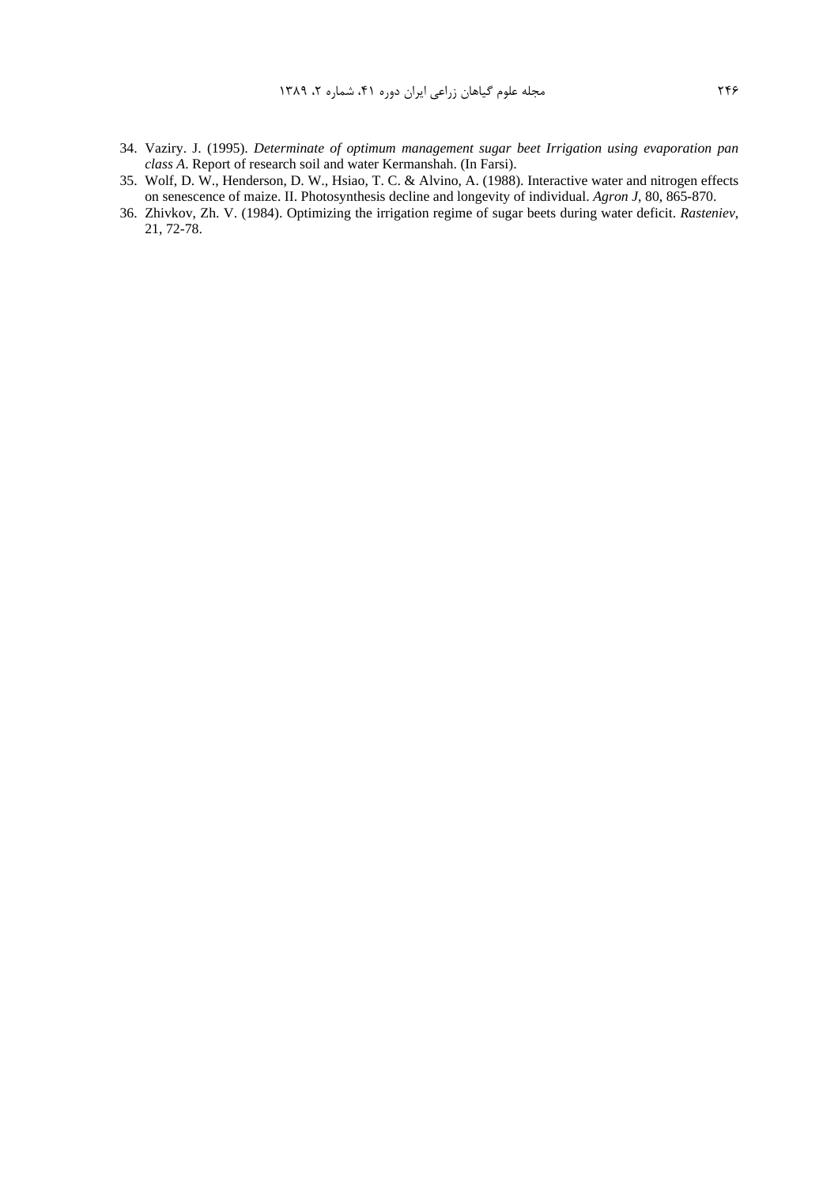34. Vaziry. J. (1995). *Determinate of optimum management sugar beet Irrigation using evaporation pan class A*. Report of research soil and water Kermanshah. (In Farsi).
35. Wolf, D. W., Henderson, D. W., Hsiao, T. C. & Alvino, A. (1988). Interactive water and nitrogen effects on senescence of maize. II. Photosynthesis decline and longevity of individual. *Agron J*, 80, 865-870.
36. Zhivkov, Zh. V. (1984). Optimizing the irrigation regime of sugar beets during water deficit. *Rasteniev*, 21, 72-78.